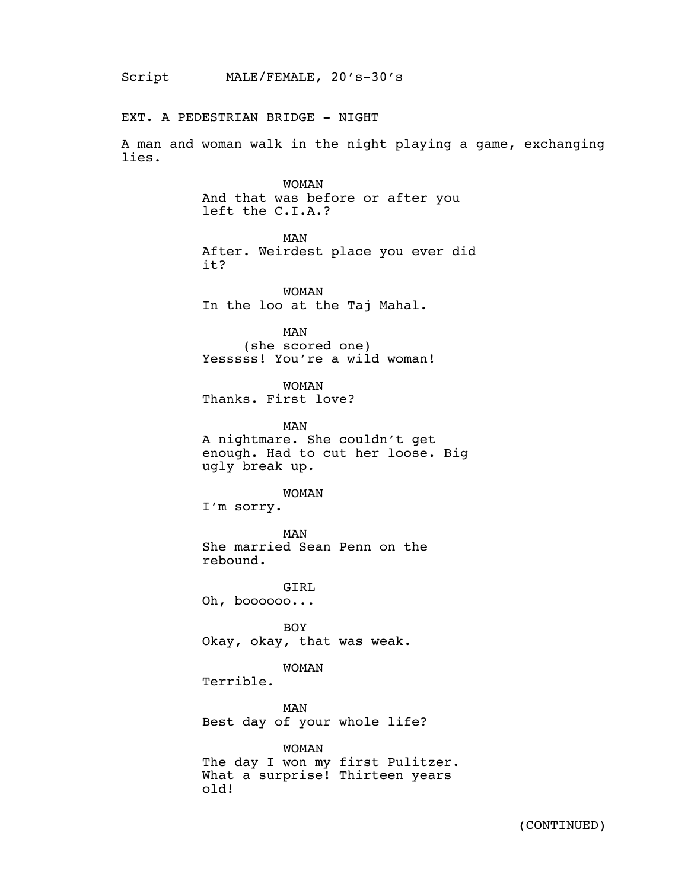Script MALE/FEMALE, 20's-30's

EXT. A PEDESTRIAN BRIDGE - NIGHT

A man and woman walk in the night playing a game, exchanging lies.

WOMAN
And that was before or after you left the C.I.A.?

MAN
After. Weirdest place you ever did it?

WOMAN
In the loo at the Taj Mahal.

MAN
(she scored one)
Yesssss! You're a wild woman!

WOMAN
Thanks. First love?

MAN
A nightmare. She couldn't get enough. Had to cut her loose. Big ugly break up.

WOMAN
I'm sorry.

MAN
She married Sean Penn on the rebound.

GIRL
Oh, boooooo...

BOY
Okay, okay, that was weak.

WOMAN
Terrible.

MAN
Best day of your whole life?

WOMAN
The day I won my first Pulitzer. What a surprise! Thirteen years old!

(CONTINUED)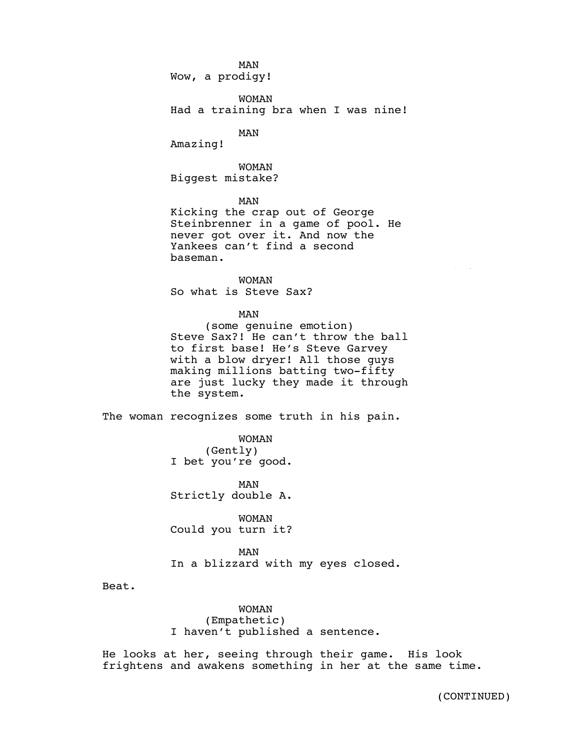MAN
Wow, a prodigy!

WOMAN
Had a training bra when I was nine!

MAN
Amazing!

WOMAN
Biggest mistake?

MAN
Kicking the crap out of George Steinbrenner in a game of pool. He never got over it. And now the Yankees can't find a second baseman.

WOMAN
So what is Steve Sax?

MAN
(some genuine emotion)
Steve Sax?! He can't throw the ball to first base! He's Steve Garvey with a blow dryer! All those guys making millions batting two-fifty are just lucky they made it through the system.

The woman recognizes some truth in his pain.

WOMAN
(Gently)
I bet you're good.

MAN
Strictly double A.

WOMAN
Could you turn it?

MAN
In a blizzard with my eyes closed.

Beat.

WOMAN
(Empathetic)
I haven't published a sentence.

He looks at her, seeing through their game. His look frightens and awakens something in her at the same time.

(CONTINUED)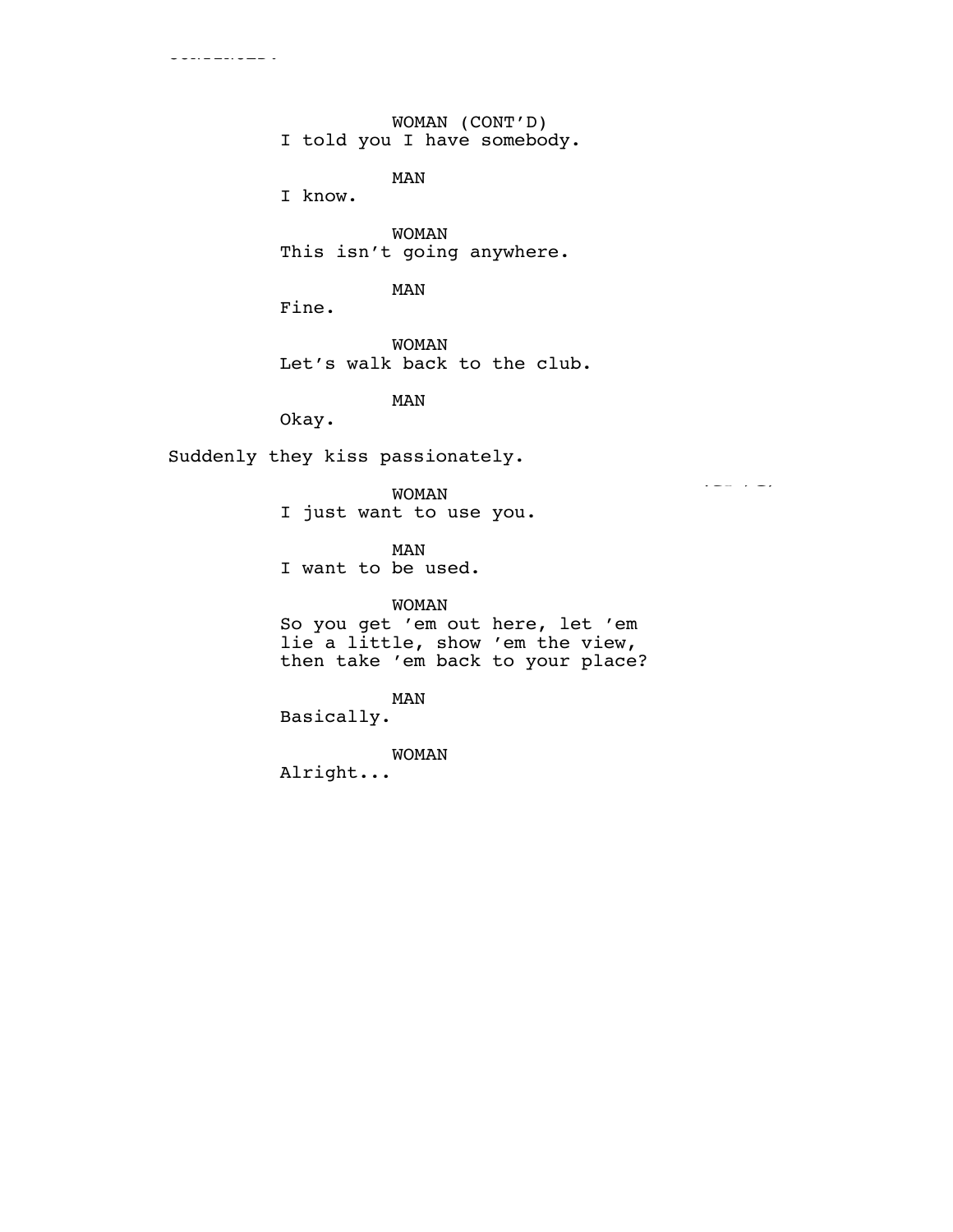WOMAN (CONT'D)
I told you I have somebody.

MAN
I know.

WOMAN
This isn't going anywhere.

MAN
Fine.

WOMAN
Let's walk back to the club.

MAN
Okay.

Suddenly they kiss passionately.

WOMAN
I just want to use you.

MAN
I want to be used.

WOMAN
So you get 'em out here, let 'em lie a little, show 'em the view, then take 'em back to your place?

MAN
Basically.

WOMAN
Alright...